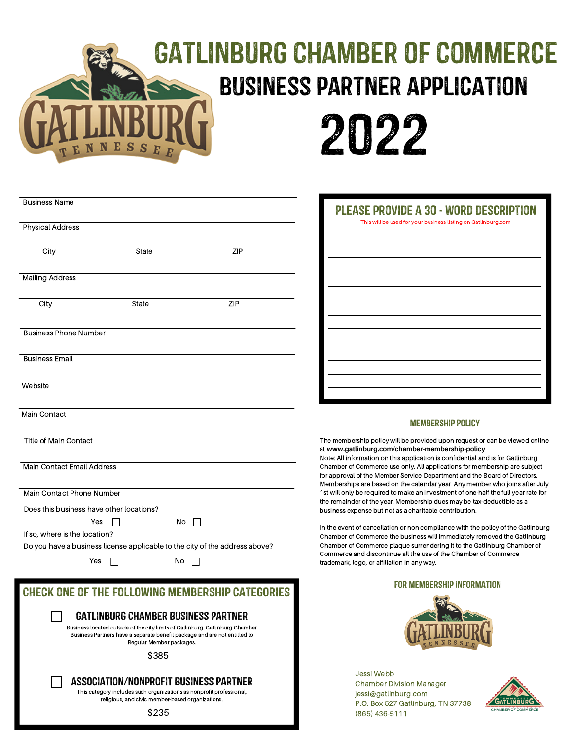# GATLINBURG CHAMBER OF COMMERCE

## BUSINESS PARTNER APPLICATION

## 2022

Business Name

Physical Address

City State ZIP

Mailing Address

City State ZIP

Business Phone Number

Business Email

Website

Main Contact

Title of Main Contact

Main Contact Email Address

Main Contact Phone Number

Does this business have other locations?

Yes ☐ No ☐

If so, where is the location? ___________________

Do you have a business license applicable to the city of the address above?

Yes ☐ No ☐

### CHECK ONE OF THE FOLLOWING MEMBERSHIP CATEGORIES

☐ **GATLINBURG CHAMBER BUSINESS PARTNER**

Business located outside of the city limits of Gatlinburg. Gatlinburg Chamber Business Partners have a separate benefit package and are not entitled to Regular Member packages.

$385

☐ **ASSOCIATION/NONPROFIT BUSINESS PARTNER**

This category includes such organizations as nonprofit professional, religious, and civic member-based organizations.

$235

### PLEASE PROVIDE A 30 - WORD DESCRIPTION

This will be used for your business listing on Gatlinburg.com

### MEMBERSHIP POLICY

The membership policy will be provided upon request or can be viewed online at **www.gatlinburg.com/chamber-membership-policy**

Note: All information on this application is confidential and is for Gatlinburg Chamber of Commerce use only. All applications for membership are subject for approval of the Member Service Department and the Board of Directors. Memberships are based on the calendar year. Any member who joins after July 1st will only be required to make an investment of one-half the full year rate for the remainder of the year. Membership dues may be tax-deductible as a business expense but not as a charitable contribution.

In the event of cancellation or non compliance with the policy of the Gatlinburg Chamber of Commerce the business will immediately removed the Gatlinburg Chamber of Commerce plaque surrendering it to the Gatlinburg Chamber of Commerce and discontinue all the use of the Chamber of Commerce trademark, logo, or affiliation in any way.

### FOR MEMBERSHIP INFORMATION

Jessi Webb
Chamber Division Manager
jessi@gatlinburg.com
P.O. Box 527 Gatlinburg, TN 37738
(865) 436-5111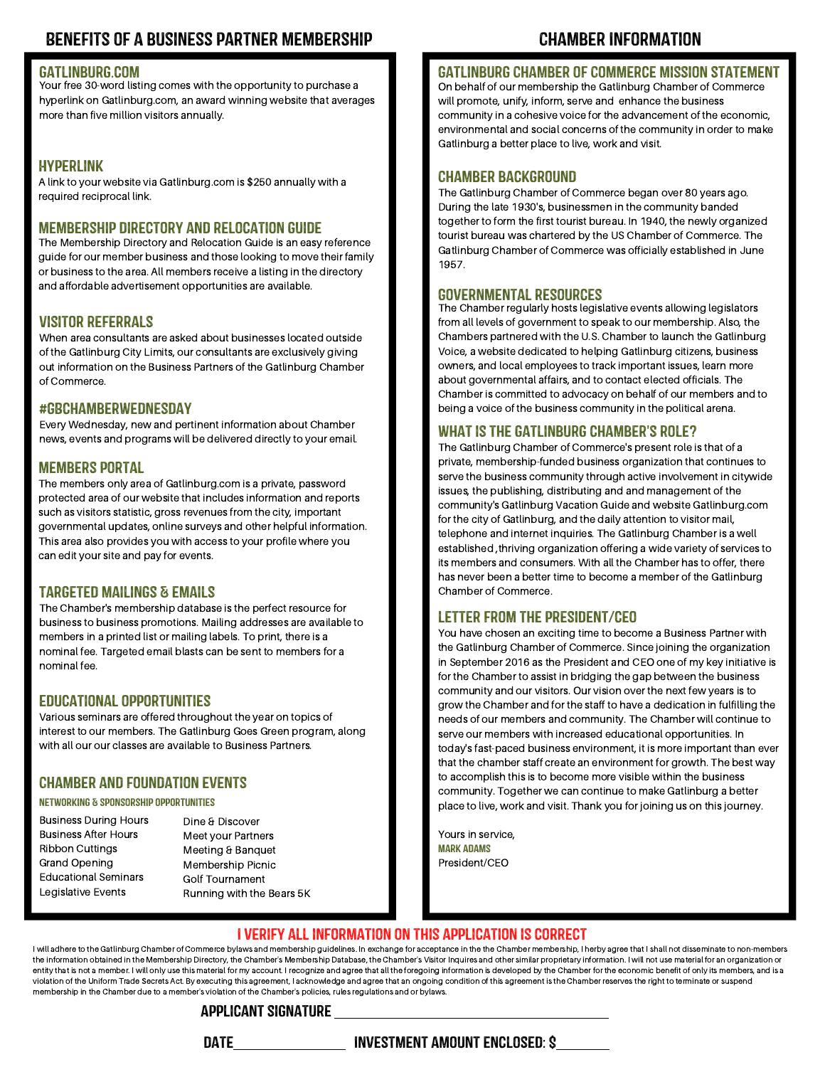# BENEFITS OF A BUSINESS PARTNER MEMBERSHIP

## GATLINBURG.COM

Your free 30-word listing comes with the opportunity to purchase a hyperlink on Gatlinburg.com, an award winning website that averages more than five million visitors annually.

## HYPERLINK

A link to your website via Gatlinburg.com is $250 annually with a required reciprocal link.

## MEMBERSHIP DIRECTORY AND RELOCATION GUIDE

The Membership Directory and Relocation Guide is an easy reference guide for our member business and those looking to move their family or business to the area. All members receive a listing in the directory and affordable advertisement opportunities are available.

## VISITOR REFERRALS

When area consultants are asked about businesses located outside of the Gatlinburg City Limits, our consultants are exclusively giving out information on the Business Partners of the Gatlinburg Chamber of Commerce.

## #GBCHAMBERWEDNESDAY

Every Wednesday, new and pertinent information about Chamber news, events and programs will be delivered directly to your email.

## MEMBERS PORTAL

The members only area of Gatlinburg.com is a private, password protected area of our website that includes information and reports such as visitors statistic, gross revenues from the city, important governmental updates, online surveys and other helpful information. This area also provides you with access to your profile where you can edit your site and pay for events.

## TARGETED MAILINGS & EMAILS

The Chamber's membership database is the perfect resource for business to business promotions. Mailing addresses are available to members in a printed list or mailing labels. To print, there is a nominal fee. Targeted email blasts can be sent to members for a nominal fee.

## EDUCATIONAL OPPORTUNITIES

Various seminars are offered throughout the year on topics of interest to our members. The Gatlinburg Goes Green program, along with all our our classes are available to Business Partners.

## CHAMBER AND FOUNDATION EVENTS

### NETWORKING & SPONSORSHIP OPPORTUNITIES

- Business During Hours
- Business After Hours
- Ribbon Cuttings
- Grand Opening
- Educational Seminars
- Legislative Events
- Dine & Discover
- Meet your Partners
- Meeting & Banquet
- Membership Picnic
- Golf Tournament
- Running with the Bears 5K

# CHAMBER INFORMATION

## GATLINBURG CHAMBER OF COMMERCE MISSION STATEMENT

On behalf of our membership the Gatlinburg Chamber of Commerce will promote, unify, inform, serve and enhance the business community in a cohesive voice for the advancement of the economic, environmental and social concerns of the community in order to make Gatlinburg a better place to live, work and visit.

## CHAMBER BACKGROUND

The Gatlinburg Chamber of Commerce began over 80 years ago. During the late 1930's, businessmen in the community banded together to form the first tourist bureau. In 1940, the newly organized tourist bureau was chartered by the US Chamber of Commerce. The Gatlinburg Chamber of Commerce was officially established in June 1957.

## GOVERNMENTAL RESOURCES

The Chamber regularly hosts legislative events allowing legislators from all levels of government to speak to our membership. Also, the Chambers partnered with the U.S. Chamber to launch the Gatlinburg Voice, a website dedicated to helping Gatlinburg citizens, business owners, and local employees to track important issues, learn more about governmental affairs, and to contact elected officials. The Chamber is committed to advocacy on behalf of our members and to being a voice of the business community in the political arena.

## WHAT IS THE GATLINBURG CHAMBER'S ROLE?

The Gatlinburg Chamber of Commerce's present role is that of a private, membership-funded business organization that continues to serve the business community through active involvement in citywide issues, the publishing, distributing and and management of the community's Gatlinburg Vacation Guide and website Gatlinburg.com for the city of Gatlinburg, and the daily attention to visitor mail, telephone and internet inquiries. The Gatlinburg Chamber is a well established ,thriving organization offering a wide variety of services to its members and consumers. With all the Chamber has to offer, there has never been a better time to become a member of the Gatlinburg Chamber of Commerce.

## LETTER FROM THE PRESIDENT/CEO

You have chosen an exciting time to become a Business Partner with the Gatlinburg Chamber of Commerce. Since joining the organization in September 2016 as the President and CEO one of my key initiative is for the Chamber to assist in bridging the gap between the business community and our visitors. Our vision over the next few years is to grow the Chamber and for the staff to have a dedication in fulfilling the needs of our members and community. The Chamber will continue to serve our members with increased educational opportunities. In today's fast-paced business environment, it is more important than ever that the chamber staff create an environment for growth. The best way to accomplish this is to become more visible within the business community. Together we can continue to make Gatlinburg a better place to live, work and visit. Thank you for joining us on this journey.

Yours in service,
MARK ADAMS
President/CEO

## I VERIFY ALL INFORMATION ON THIS APPLICATION IS CORRECT

I will adhere to the Gatlinburg Chamber of Commerce bylaws and membership guidelines. In exchange for acceptance in the the Chamber membership, I herby agree that I shall not disseminate to non-members the information obtained in the Membership Directory, the Chamber's Membership Database, the Chamber's Visitor Inquires and other similar proprietary information. I will not use material for an organization or entity that is not a member. I will only use this material for my account. I recognize and agree that all the foregoing information is developed by the Chamber for the economic benefit of only its members, and is a violation of the Uniform Trade Secrets Act. By executing this agreement, I acknowledge and agree that an ongoing condition of this agreement is the Chamber reserves the right to terminate or suspend membership in the Chamber due to a member's violation of the Chamber's policies, rules regulations and or bylaws.

APPLICANT SIGNATURE ______________________________

DATE ______________ INVESTMENT AMOUNT ENCLOSED: $________